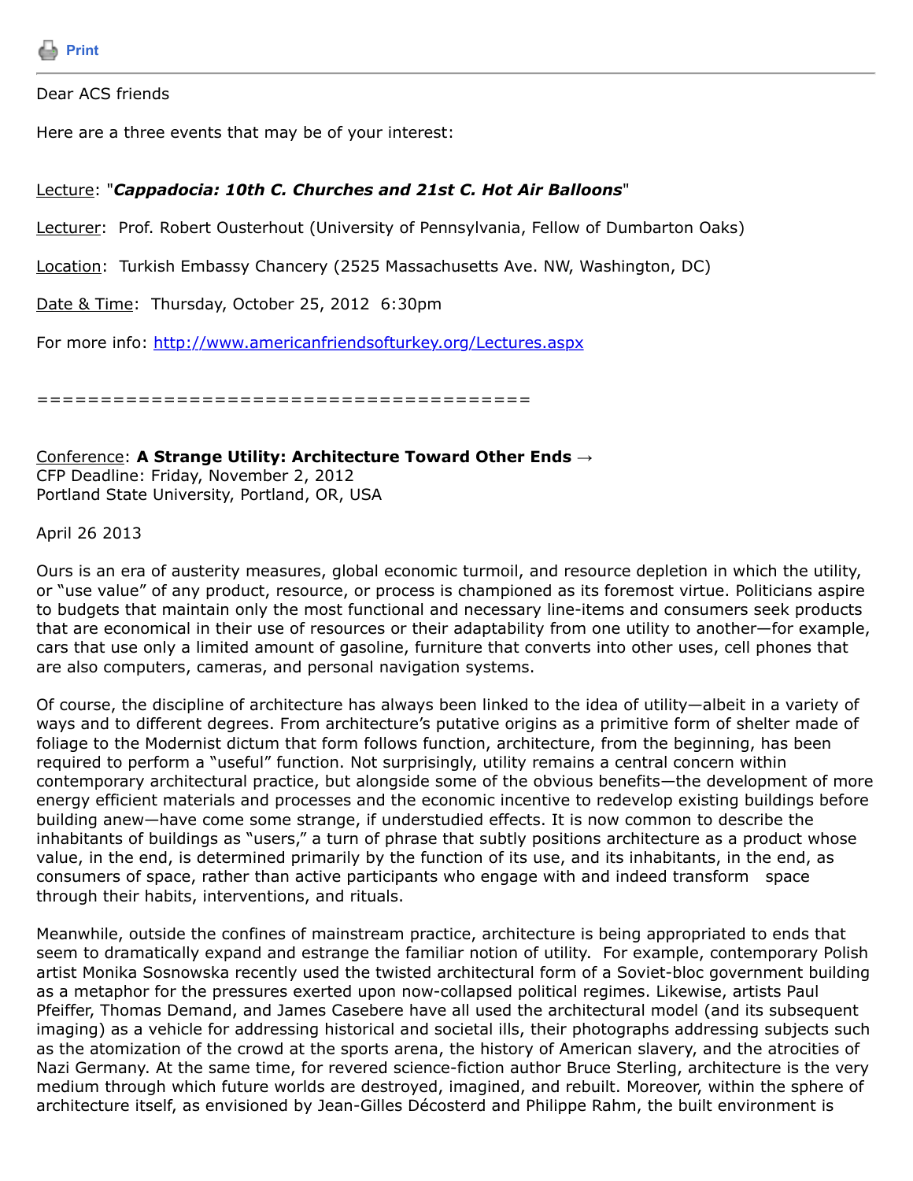Print

Dear ACS friends

Here are a three events that may be of your interest:

Lecture: "***Cappadocia: 10th C. Churches and 21st C. Hot Air Balloons***"

Lecturer: Prof. Robert Ousterhout (University of Pennsylvania, Fellow of Dumbarton Oaks)

Location: Turkish Embassy Chancery (2525 Massachusetts Ave. NW, Washington, DC)

Date & Time: Thursday, October 25, 2012 6:30pm

For more info: http://www.americanfriendsofturkey.org/Lectures.aspx

========================================

Conference: **A Strange Utility: Architecture Toward Other Ends →**
CFP Deadline: Friday, November 2, 2012
Portland State University, Portland, OR, USA

April 26 2013

Ours is an era of austerity measures, global economic turmoil, and resource depletion in which the utility, or "use value" of any product, resource, or process is championed as its foremost virtue. Politicians aspire to budgets that maintain only the most functional and necessary line-items and consumers seek products that are economical in their use of resources or their adaptability from one utility to another—for example, cars that use only a limited amount of gasoline, furniture that converts into other uses, cell phones that are also computers, cameras, and personal navigation systems.

Of course, the discipline of architecture has always been linked to the idea of utility—albeit in a variety of ways and to different degrees. From architecture's putative origins as a primitive form of shelter made of foliage to the Modernist dictum that form follows function, architecture, from the beginning, has been required to perform a "useful" function. Not surprisingly, utility remains a central concern within contemporary architectural practice, but alongside some of the obvious benefits—the development of more energy efficient materials and processes and the economic incentive to redevelop existing buildings before building anew—have come some strange, if understudied effects. It is now common to describe the inhabitants of buildings as "users," a turn of phrase that subtly positions architecture as a product whose value, in the end, is determined primarily by the function of its use, and its inhabitants, in the end, as consumers of space, rather than active participants who engage with and indeed transform space through their habits, interventions, and rituals.

Meanwhile, outside the confines of mainstream practice, architecture is being appropriated to ends that seem to dramatically expand and estrange the familiar notion of utility. For example, contemporary Polish artist Monika Sosnowska recently used the twisted architectural form of a Soviet-bloc government building as a metaphor for the pressures exerted upon now-collapsed political regimes. Likewise, artists Paul Pfeiffer, Thomas Demand, and James Casebere have all used the architectural model (and its subsequent imaging) as a vehicle for addressing historical and societal ills, their photographs addressing subjects such as the atomization of the crowd at the sports arena, the history of American slavery, and the atrocities of Nazi Germany. At the same time, for revered science-fiction author Bruce Sterling, architecture is the very medium through which future worlds are destroyed, imagined, and rebuilt. Moreover, within the sphere of architecture itself, as envisioned by Jean-Gilles Décosterd and Philippe Rahm, the built environment is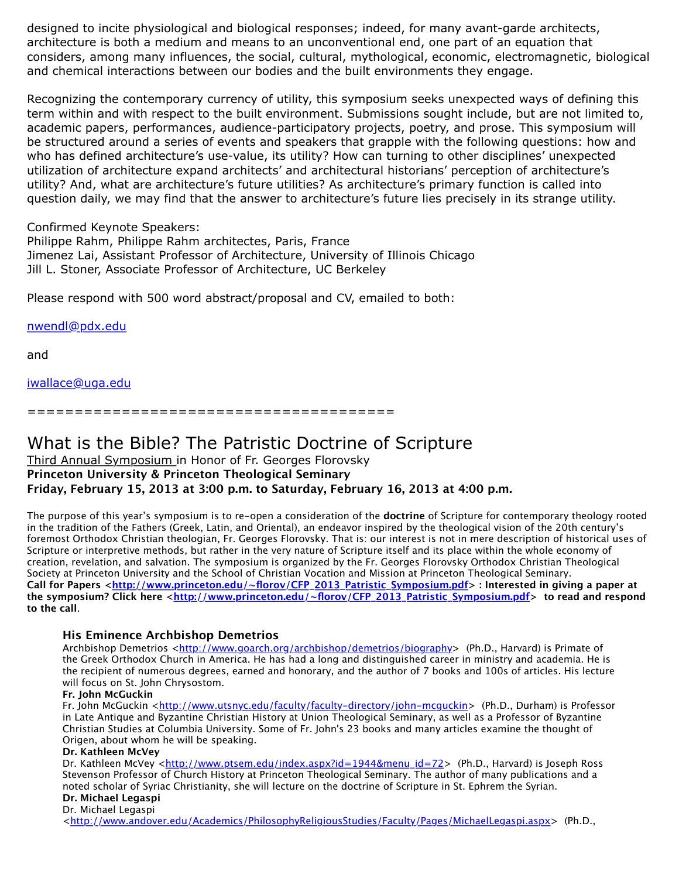designed to incite physiological and biological responses; indeed, for many avant-garde architects, architecture is both a medium and means to an unconventional end, one part of an equation that considers, among many influences, the social, cultural, mythological, economic, electromagnetic, biological and chemical interactions between our bodies and the built environments they engage.

Recognizing the contemporary currency of utility, this symposium seeks unexpected ways of defining this term within and with respect to the built environment. Submissions sought include, but are not limited to, academic papers, performances, audience-participatory projects, poetry, and prose. This symposium will be structured around a series of events and speakers that grapple with the following questions: how and who has defined architecture's use-value, its utility? How can turning to other disciplines' unexpected utilization of architecture expand architects' and architectural historians' perception of architecture's utility? And, what are architecture's future utilities? As architecture's primary function is called into question daily, we may find that the answer to architecture's future lies precisely in its strange utility.

Confirmed Keynote Speakers:
Philippe Rahm, Philippe Rahm architectes, Paris, France
Jimenez Lai, Assistant Professor of Architecture, University of Illinois Chicago
Jill L. Stoner, Associate Professor of Architecture, UC Berkeley

Please respond with 500 word abstract/proposal and CV, emailed to both:

nwendl@pdx.edu

and

iwallace@uga.edu

========================================

# What is the Bible? The Patristic Doctrine of Scripture

Third Annual Symposium in Honor of Fr. Georges Florovsky
**Princeton University & Princeton Theological Seminary**
**Friday, February 15, 2013 at 3:00 p.m. to Saturday, February 16, 2013 at 4:00 p.m.**

The purpose of this year's symposium is to re-open a consideration of the **doctrine** of Scripture for contemporary theology rooted in the tradition of the Fathers (Greek, Latin, and Oriental), an endeavor inspired by the theological vision of the 20th century's foremost Orthodox Christian theologian, Fr. Georges Florovsky. That is: our interest is not in mere description of historical uses of Scripture or interpretive methods, but rather in the very nature of Scripture itself and its place within the whole economy of creation, revelation, and salvation. The symposium is organized by the Fr. Georges Florovsky Orthodox Christian Theological Society at Princeton University and the School of Christian Vocation and Mission at Princeton Theological Seminary.
**Call for Papers <http://www.princeton.edu/~florov/CFP_2013_Patristic_Symposium.pdf> : Interested in giving a paper at the symposium? Click here <http://www.princeton.edu/~florov/CFP_2013_Patristic_Symposium.pdf> to read and respond to the call**.

### His Eminence Archbishop Demetrios

Archbishop Demetrios <http://www.goarch.org/archbishop/demetrios/biography> (Ph.D., Harvard) is Primate of the Greek Orthodox Church in America. He has had a long and distinguished career in ministry and academia. He is the recipient of numerous degrees, earned and honorary, and the author of 7 books and 100s of articles. His lecture will focus on St. John Chrysostom.

**Fr. John McGuckin**

Fr. John McGuckin <http://www.utsnyc.edu/faculty/faculty-directory/john-mcguckin> (Ph.D., Durham) is Professor in Late Antique and Byzantine Christian History at Union Theological Seminary, as well as a Professor of Byzantine Christian Studies at Columbia University. Some of Fr. John's 23 books and many articles examine the thought of Origen, about whom he will be speaking.

**Dr. Kathleen McVey**

Dr. Kathleen McVey <http://www.ptsem.edu/index.aspx?id=1944&menu_id=72> (Ph.D., Harvard) is Joseph Ross Stevenson Professor of Church History at Princeton Theological Seminary. The author of many publications and a noted scholar of Syriac Christianity, she will lecture on the doctrine of Scripture in St. Ephrem the Syrian.

**Dr. Michael Legaspi**

Dr. Michael Legaspi <http://www.andover.edu/Academics/PhilosophyReligiousStudies/Faculty/Pages/MichaelLegaspi.aspx> (Ph.D.,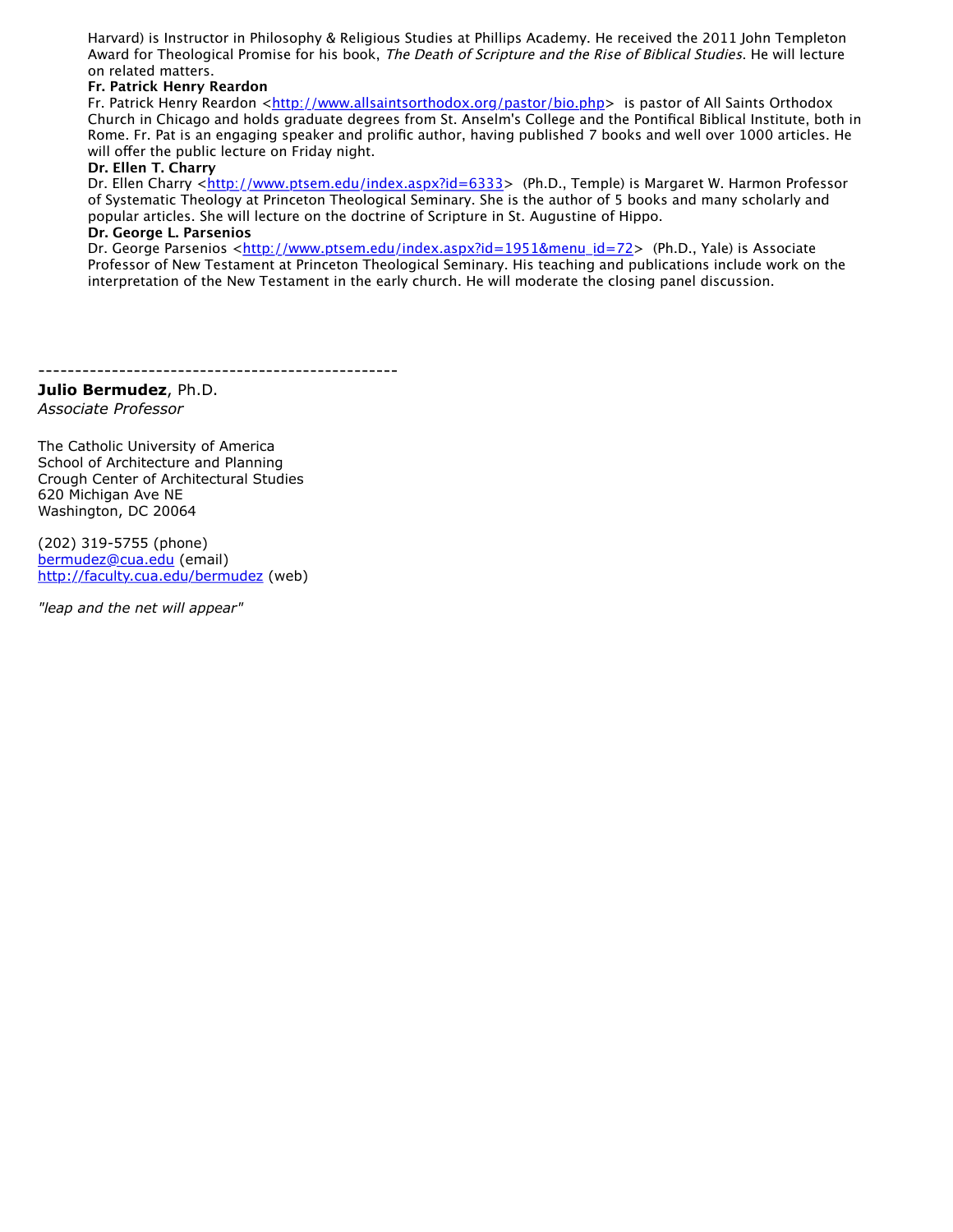Harvard) is Instructor in Philosophy & Religious Studies at Phillips Academy. He received the 2011 John Templeton Award for Theological Promise for his book, *The Death of Scripture and the Rise of Biblical Studies*. He will lecture on related matters.

**Fr. Patrick Henry Reardon**

Fr. Patrick Henry Reardon <[http://www.allsaintsorthodox.org/pastor/bio.php](http://www.allsaintsorthodox.org/pastor/bio.php)> is pastor of All Saints Orthodox Church in Chicago and holds graduate degrees from St. Anselm's College and the Pontifical Biblical Institute, both in Rome. Fr. Pat is an engaging speaker and prolific author, having published 7 books and well over 1000 articles. He will offer the public lecture on Friday night.

**Dr. Ellen T. Charry**

Dr. Ellen Charry <[http://www.ptsem.edu/index.aspx?id=6333](http://www.ptsem.edu/index.aspx?id=6333)> (Ph.D., Temple) is Margaret W. Harmon Professor of Systematic Theology at Princeton Theological Seminary. She is the author of 5 books and many scholarly and popular articles. She will lecture on the doctrine of Scripture in St. Augustine of Hippo.

**Dr. George L. Parsenios**

Dr. George Parsenios <[http://www.ptsem.edu/index.aspx?id=1951&menu_id=72](http://www.ptsem.edu/index.aspx?id=1951&menu_id=72)> (Ph.D., Yale) is Associate Professor of New Testament at Princeton Theological Seminary. His teaching and publications include work on the interpretation of the New Testament in the early church. He will moderate the closing panel discussion.

-------------------------------------------------

**Julio Bermudez**, Ph.D.
*Associate Professor*

The Catholic University of America
School of Architecture and Planning
Crough Center of Architectural Studies
620 Michigan Ave NE
Washington, DC 20064

(202) 319-5755 (phone)
[bermudez@cua.edu](mailto:bermudez@cua.edu) (email)
[http://faculty.cua.edu/bermudez](http://faculty.cua.edu/bermudez) (web)

*"leap and the net will appear"*